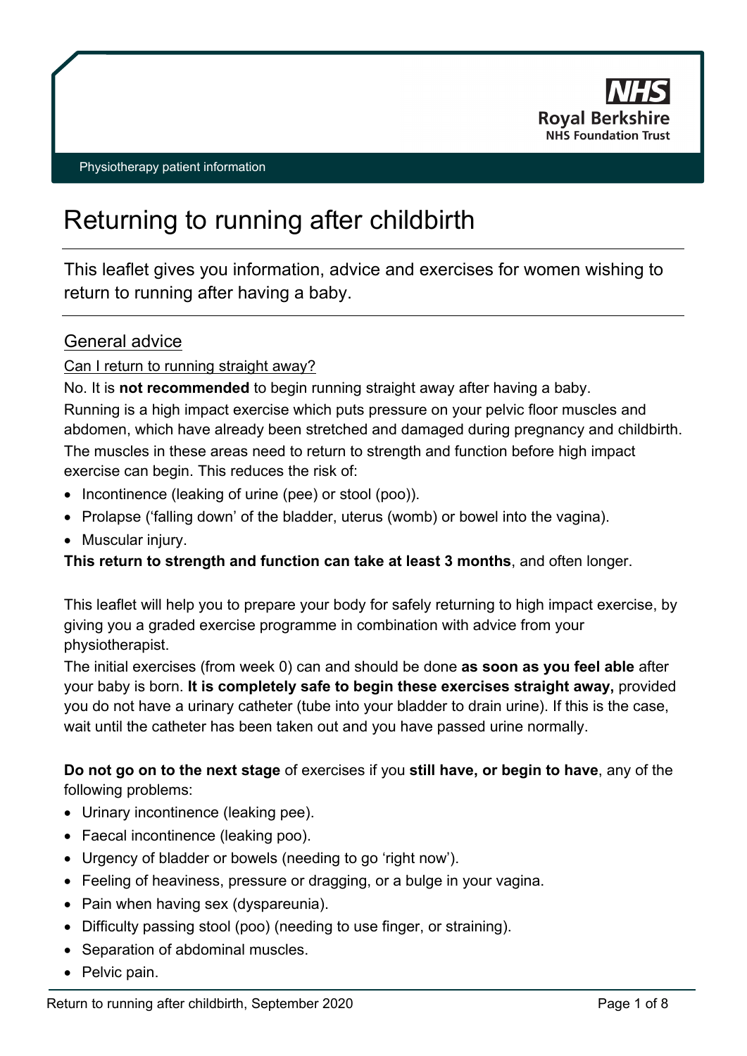NHS
Royal Berkshire
NHS Foundation Trust

Physiotherapy patient information

# Returning to running after childbirth

This leaflet gives you information, advice and exercises for women wishing to return to running after having a baby.

## General advice

### Can I return to running straight away?

No. It is **not recommended** to begin running straight away after having a baby.

Running is a high impact exercise which puts pressure on your pelvic floor muscles and abdomen, which have already been stretched and damaged during pregnancy and childbirth. The muscles in these areas need to return to strength and function before high impact exercise can begin. This reduces the risk of:

- Incontinence (leaking of urine (pee) or stool (poo)).
- Prolapse ('falling down' of the bladder, uterus (womb) or bowel into the vagina).
- Muscular injury.

**This return to strength and function can take at least 3 months**, and often longer.

This leaflet will help you to prepare your body for safely returning to high impact exercise, by giving you a graded exercise programme in combination with advice from your physiotherapist.

The initial exercises (from week 0) can and should be done **as soon as you feel able** after your baby is born. **It is completely safe to begin these exercises straight away,** provided you do not have a urinary catheter (tube into your bladder to drain urine). If this is the case, wait until the catheter has been taken out and you have passed urine normally.

**Do not go on to the next stage** of exercises if you **still have, or begin to have**, any of the following problems:

- Urinary incontinence (leaking pee).
- Faecal incontinence (leaking poo).
- Urgency of bladder or bowels (needing to go 'right now').
- Feeling of heaviness, pressure or dragging, or a bulge in your vagina.
- Pain when having sex (dyspareunia).
- Difficulty passing stool (poo) (needing to use finger, or straining).
- Separation of abdominal muscles.
- Pelvic pain.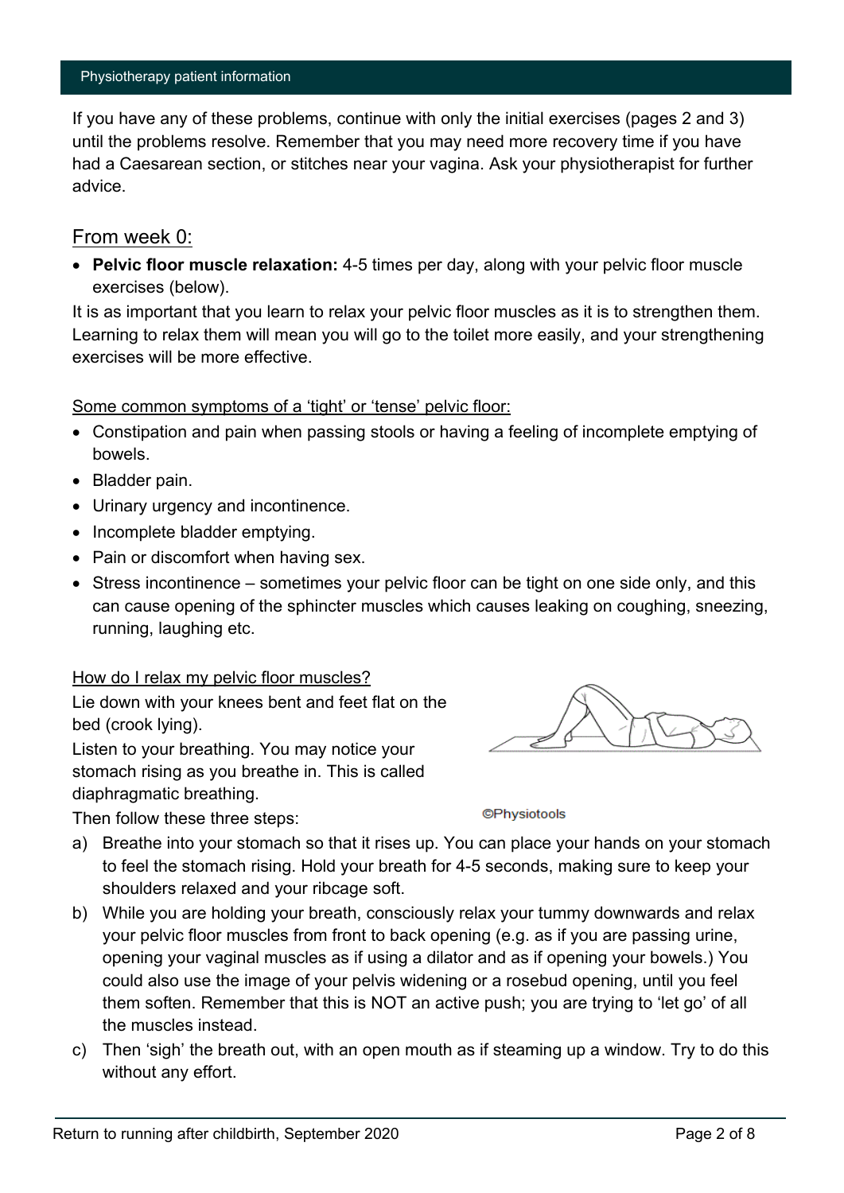If you have any of these problems, continue with only the initial exercises (pages 2 and 3) until the problems resolve. Remember that you may need more recovery time if you have had a Caesarean section, or stitches near your vagina. Ask your physiotherapist for further advice.

## From week 0:

- **Pelvic floor muscle relaxation:** 4-5 times per day, along with your pelvic floor muscle exercises (below).

It is as important that you learn to relax your pelvic floor muscles as it is to strengthen them. Learning to relax them will mean you will go to the toilet more easily, and your strengthening exercises will be more effective.

Some common symptoms of a 'tight' or 'tense' pelvic floor:

- Constipation and pain when passing stools or having a feeling of incomplete emptying of bowels.
- Bladder pain.
- Urinary urgency and incontinence.
- Incomplete bladder emptying.
- Pain or discomfort when having sex.
- Stress incontinence – sometimes your pelvic floor can be tight on one side only, and this can cause opening of the sphincter muscles which causes leaking on coughing, sneezing, running, laughing etc.

How do I relax my pelvic floor muscles?

Lie down with your knees bent and feet flat on the bed (crook lying).

Listen to your breathing. You may notice your stomach rising as you breathe in. This is called diaphragmatic breathing.

©Physiotools

Then follow these three steps:

a) Breathe into your stomach so that it rises up. You can place your hands on your stomach to feel the stomach rising. Hold your breath for 4-5 seconds, making sure to keep your shoulders relaxed and your ribcage soft.

b) While you are holding your breath, consciously relax your tummy downwards and relax your pelvic floor muscles from front to back opening (e.g. as if you are passing urine, opening your vaginal muscles as if using a dilator and as if opening your bowels.) You could also use the image of your pelvis widening or a rosebud opening, until you feel them soften. Remember that this is NOT an active push; you are trying to 'let go' of all the muscles instead.

c) Then 'sigh' the breath out, with an open mouth as if steaming up a window. Try to do this without any effort.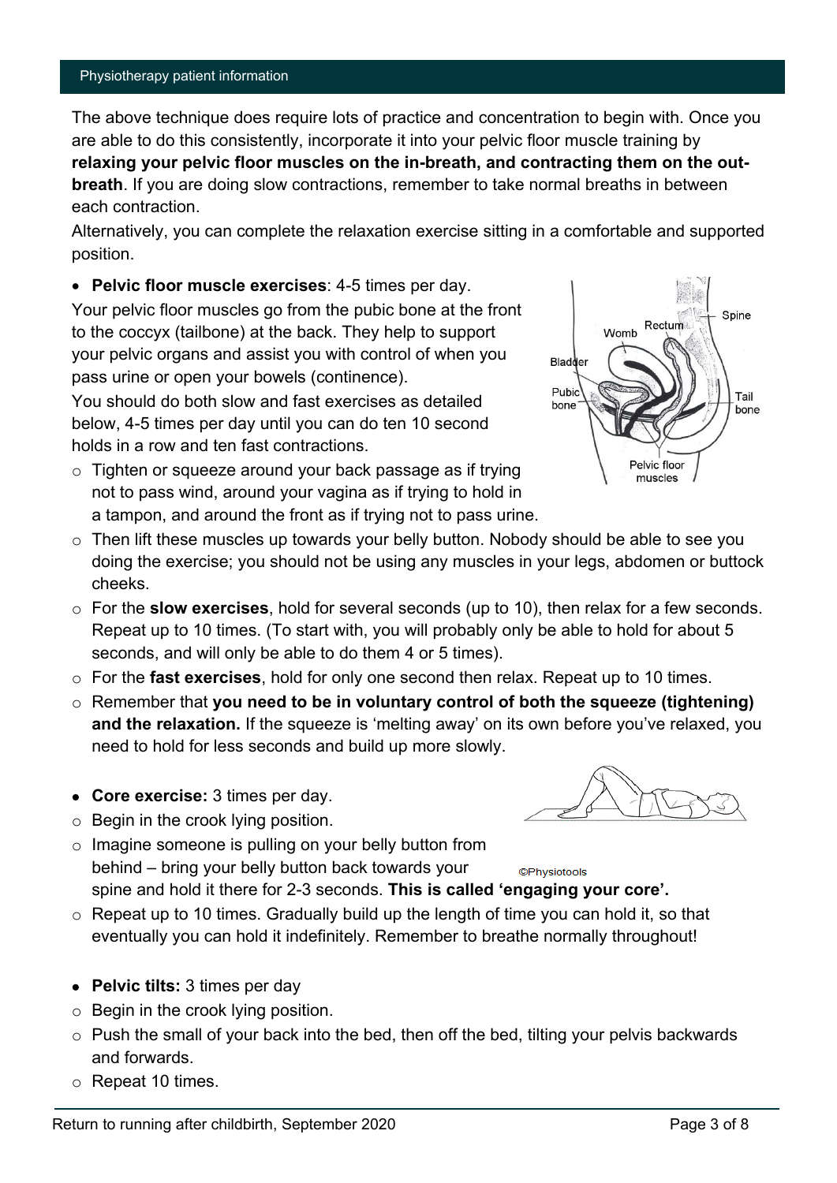The above technique does require lots of practice and concentration to begin with. Once you are able to do this consistently, incorporate it into your pelvic floor muscle training by **relaxing your pelvic floor muscles on the in-breath, and contracting them on the out-breath**. If you are doing slow contractions, remember to take normal breaths in between each contraction.

Alternatively, you can complete the relaxation exercise sitting in a comfortable and supported position.

- **Pelvic floor muscle exercises**: 4-5 times per day.

Your pelvic floor muscles go from the pubic bone at the front to the coccyx (tailbone) at the back. They help to support your pelvic organs and assist you with control of when you pass urine or open your bowels (continence).

You should do both slow and fast exercises as detailed below, 4-5 times per day until you can do ten 10 second holds in a row and ten fast contractions.

- Tighten or squeeze around your back passage as if trying not to pass wind, around your vagina as if trying to hold in a tampon, and around the front as if trying not to pass urine.
- Then lift these muscles up towards your belly button. Nobody should be able to see you doing the exercise; you should not be using any muscles in your legs, abdomen or buttock cheeks.
- For the **slow exercises**, hold for several seconds (up to 10), then relax for a few seconds. Repeat up to 10 times. (To start with, you will probably only be able to hold for about 5 seconds, and will only be able to do them 4 or 5 times).
- For the **fast exercises**, hold for only one second then relax. Repeat up to 10 times.
- Remember that **you need to be in voluntary control of both the squeeze (tightening) and the relaxation.** If the squeeze is 'melting away' on its own before you've relaxed, you need to hold for less seconds and build up more slowly.

- **Core exercise:** 3 times per day.
  - Begin in the crook lying position.
  - Imagine someone is pulling on your belly button from behind – bring your belly button back towards your spine and hold it there for 2-3 seconds. **This is called 'engaging your core'.**
  - Repeat up to 10 times. Gradually build up the length of time you can hold it, so that eventually you can hold it indefinitely. Remember to breathe normally throughout!

©Physiotools

- **Pelvic tilts:** 3 times per day
  - Begin in the crook lying position.
  - Push the small of your back into the bed, then off the bed, tilting your pelvis backwards and forwards.
  - Repeat 10 times.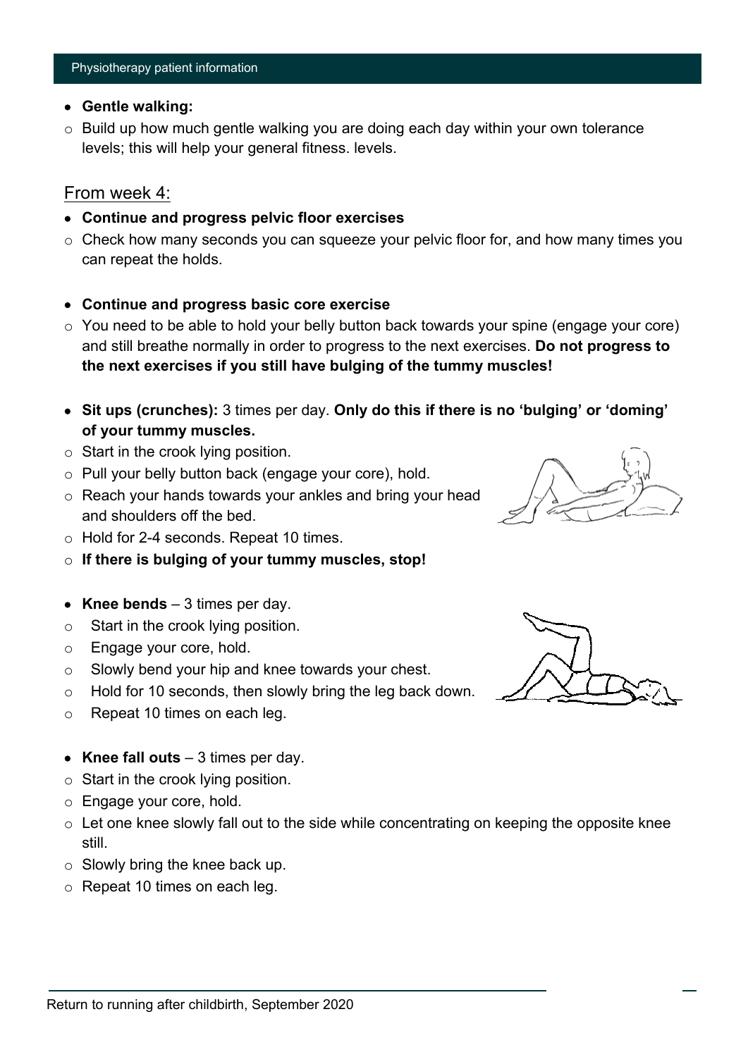- **Gentle walking:**
  - Build up how much gentle walking you are doing each day within your own tolerance levels; this will help your general fitness. levels.

## From week 4:

- **Continue and progress pelvic floor exercises**
  - Check how many seconds you can squeeze your pelvic floor for, and how many times you can repeat the holds.

- **Continue and progress basic core exercise**
  - You need to be able to hold your belly button back towards your spine (engage your core) and still breathe normally in order to progress to the next exercises. **Do not progress to the next exercises if you still have bulging of the tummy muscles!**

- **Sit ups (crunches):** 3 times per day. **Only do this if there is no 'bulging' or 'doming' of your tummy muscles.**
  - Start in the crook lying position.
  - Pull your belly button back (engage your core), hold.
  - Reach your hands towards your ankles and bring your head and shoulders off the bed.
  - Hold for 2-4 seconds. Repeat 10 times.
  - **If there is bulging of your tummy muscles, stop!**

- **Knee bends** – 3 times per day.
  - Start in the crook lying position.
  - Engage your core, hold.
  - Slowly bend your hip and knee towards your chest.
  - Hold for 10 seconds, then slowly bring the leg back down.
  - Repeat 10 times on each leg.

- **Knee fall outs** – 3 times per day.
  - Start in the crook lying position.
  - Engage your core, hold.
  - Let one knee slowly fall out to the side while concentrating on keeping the opposite knee still.
  - Slowly bring the knee back up.
  - Repeat 10 times on each leg.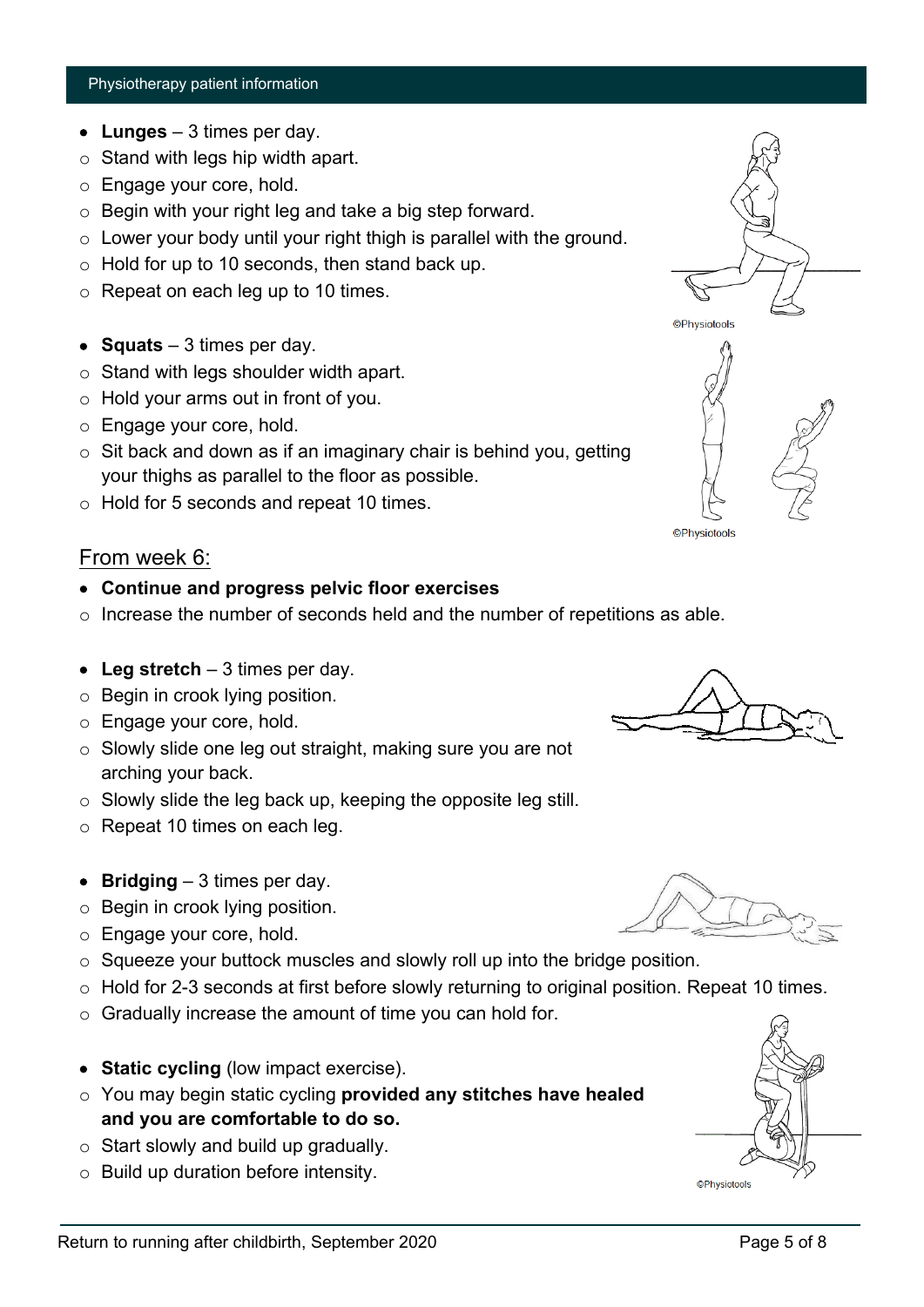- **Lunges** – 3 times per day.
  - Stand with legs hip width apart.
  - Engage your core, hold.
  - Begin with your right leg and take a big step forward.
  - Lower your body until your right thigh is parallel with the ground.
  - Hold for up to 10 seconds, then stand back up.
  - Repeat on each leg up to 10 times.

- **Squats** – 3 times per day.
  - Stand with legs shoulder width apart.
  - Hold your arms out in front of you.
  - Engage your core, hold.
  - Sit back and down as if an imaginary chair is behind you, getting your thighs as parallel to the floor as possible.
  - Hold for 5 seconds and repeat 10 times.

## From week 6:

- **Continue and progress pelvic floor exercises**
  - Increase the number of seconds held and the number of repetitions as able.

- **Leg stretch** – 3 times per day.
  - Begin in crook lying position.
  - Engage your core, hold.
  - Slowly slide one leg out straight, making sure you are not arching your back.
  - Slowly slide the leg back up, keeping the opposite leg still.
  - Repeat 10 times on each leg.

- **Bridging** – 3 times per day.
  - Begin in crook lying position.
  - Engage your core, hold.
  - Squeeze your buttock muscles and slowly roll up into the bridge position.
  - Hold for 2-3 seconds at first before slowly returning to original position. Repeat 10 times.
  - Gradually increase the amount of time you can hold for.

- **Static cycling** (low impact exercise).
  - You may begin static cycling **provided any stitches have healed and you are comfortable to do so.**
  - Start slowly and build up gradually.
  - Build up duration before intensity.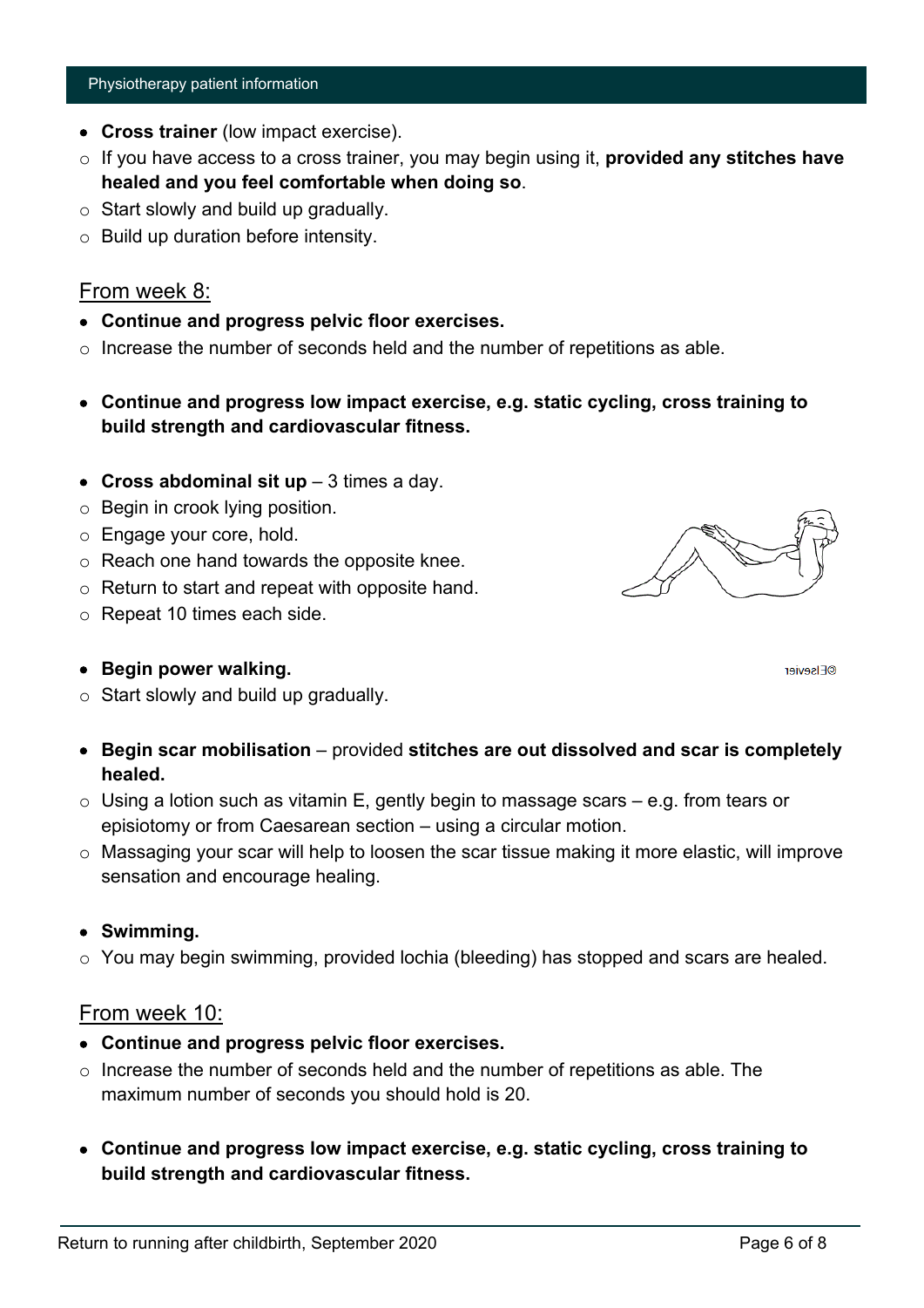- **Cross trainer** (low impact exercise).
  - If you have access to a cross trainer, you may begin using it, **provided any stitches have healed and you feel comfortable when doing so**.
  - Start slowly and build up gradually.
  - Build up duration before intensity.

## From week 8:

- **Continue and progress pelvic floor exercises.**
  - Increase the number of seconds held and the number of repetitions as able.

- **Continue and progress low impact exercise, e.g. static cycling, cross training to build strength and cardiovascular fitness.**

- **Cross abdominal sit up** – 3 times a day.
  - Begin in crook lying position.
  - Engage your core, hold.
  - Reach one hand towards the opposite knee.
  - Return to start and repeat with opposite hand.
  - Repeat 10 times each side.

©Elsevier

- **Begin power walking.**
  - Start slowly and build up gradually.

- **Begin scar mobilisation** – provided **stitches are out dissolved and scar is completely healed.**
  - Using a lotion such as vitamin E, gently begin to massage scars – e.g. from tears or episiotomy or from Caesarean section – using a circular motion.
  - Massaging your scar will help to loosen the scar tissue making it more elastic, will improve sensation and encourage healing.

- **Swimming.**
  - You may begin swimming, provided lochia (bleeding) has stopped and scars are healed.

## From week 10:

- **Continue and progress pelvic floor exercises.**
  - Increase the number of seconds held and the number of repetitions as able. The maximum number of seconds you should hold is 20.

- **Continue and progress low impact exercise, e.g. static cycling, cross training to build strength and cardiovascular fitness.**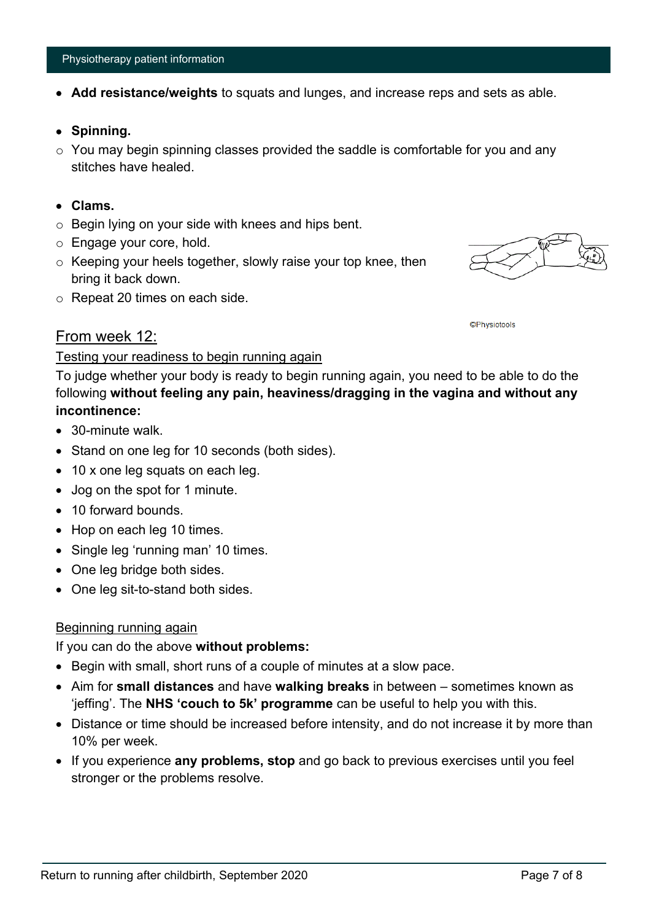- **Add resistance/weights** to squats and lunges, and increase reps and sets as able.

- **Spinning.**
  - You may begin spinning classes provided the saddle is comfortable for you and any stitches have healed.

- **Clams.**
  - Begin lying on your side with knees and hips bent.
  - Engage your core, hold.
  - Keeping your heels together, slowly raise your top knee, then bring it back down.
  - Repeat 20 times on each side.

©Physiotools

## From week 12:

### Testing your readiness to begin running again

To judge whether your body is ready to begin running again, you need to be able to do the following **without feeling any pain, heaviness/dragging in the vagina and without any incontinence:**

- 30-minute walk.
- Stand on one leg for 10 seconds (both sides).
- 10 x one leg squats on each leg.
- Jog on the spot for 1 minute.
- 10 forward bounds.
- Hop on each leg 10 times.
- Single leg 'running man' 10 times.
- One leg bridge both sides.
- One leg sit-to-stand both sides.

### Beginning running again

If you can do the above **without problems:**

- Begin with small, short runs of a couple of minutes at a slow pace.
- Aim for **small distances** and have **walking breaks** in between – sometimes known as 'jeffing'. The **NHS 'couch to 5k' programme** can be useful to help you with this.
- Distance or time should be increased before intensity, and do not increase it by more than 10% per week.
- If you experience **any problems, stop** and go back to previous exercises until you feel stronger or the problems resolve.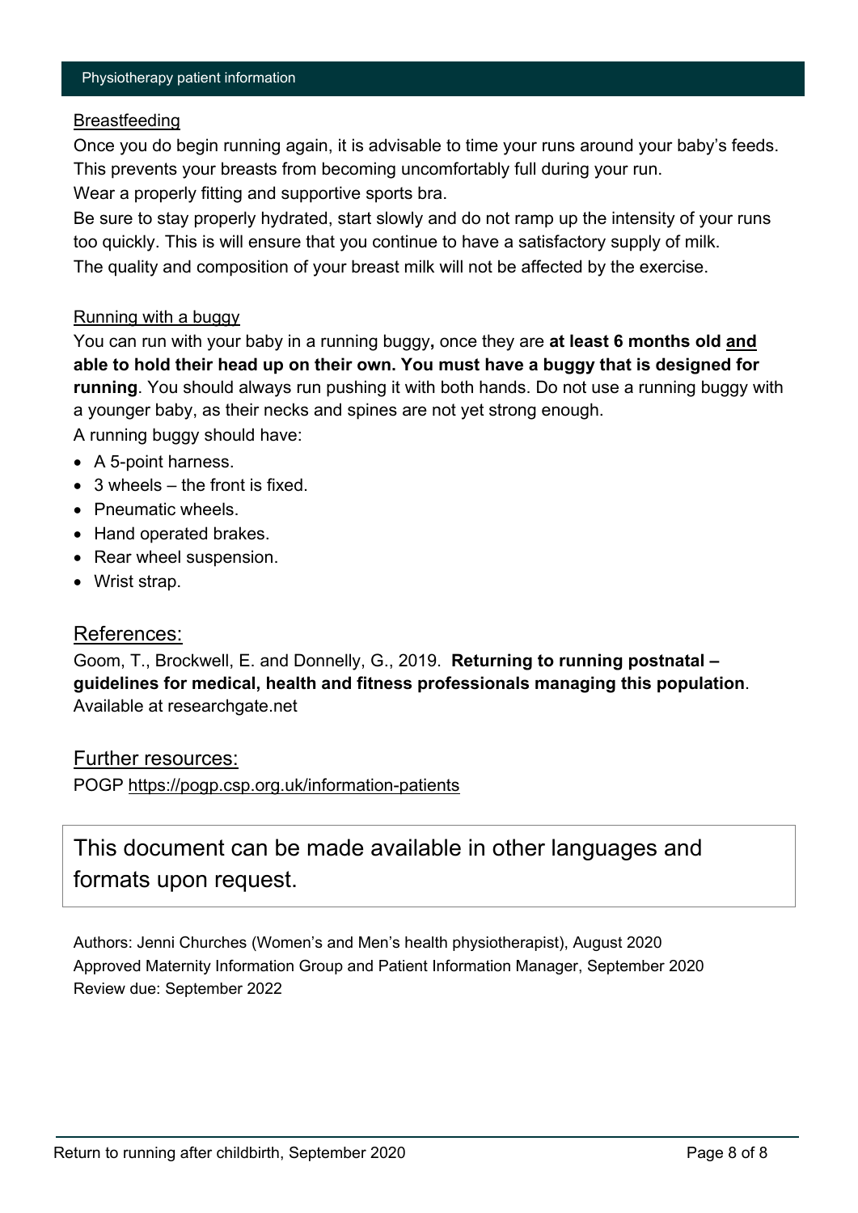Breastfeeding

Once you do begin running again, it is advisable to time your runs around your baby's feeds. This prevents your breasts from becoming uncomfortably full during your run.

Wear a properly fitting and supportive sports bra.

Be sure to stay properly hydrated, start slowly and do not ramp up the intensity of your runs too quickly. This is will ensure that you continue to have a satisfactory supply of milk.

The quality and composition of your breast milk will not be affected by the exercise.

Running with a buggy

You can run with your baby in a running buggy**,** once they are **at least 6 months old and able to hold their head up on their own. You must have a buggy that is designed for running**. You should always run pushing it with both hands. Do not use a running buggy with a younger baby, as their necks and spines are not yet strong enough.

A running buggy should have:

- A 5-point harness.
- 3 wheels – the front is fixed.
- Pneumatic wheels.
- Hand operated brakes.
- Rear wheel suspension.
- Wrist strap.

## References:

Goom, T., Brockwell, E. and Donnelly, G., 2019. **Returning to running postnatal – guidelines for medical, health and fitness professionals managing this population**. Available at researchgate.net

## Further resources:

POGP https://pogp.csp.org.uk/information-patients

This document can be made available in other languages and formats upon request.

Authors: Jenni Churches (Women's and Men's health physiotherapist), August 2020
Approved Maternity Information Group and Patient Information Manager, September 2020
Review due: September 2022